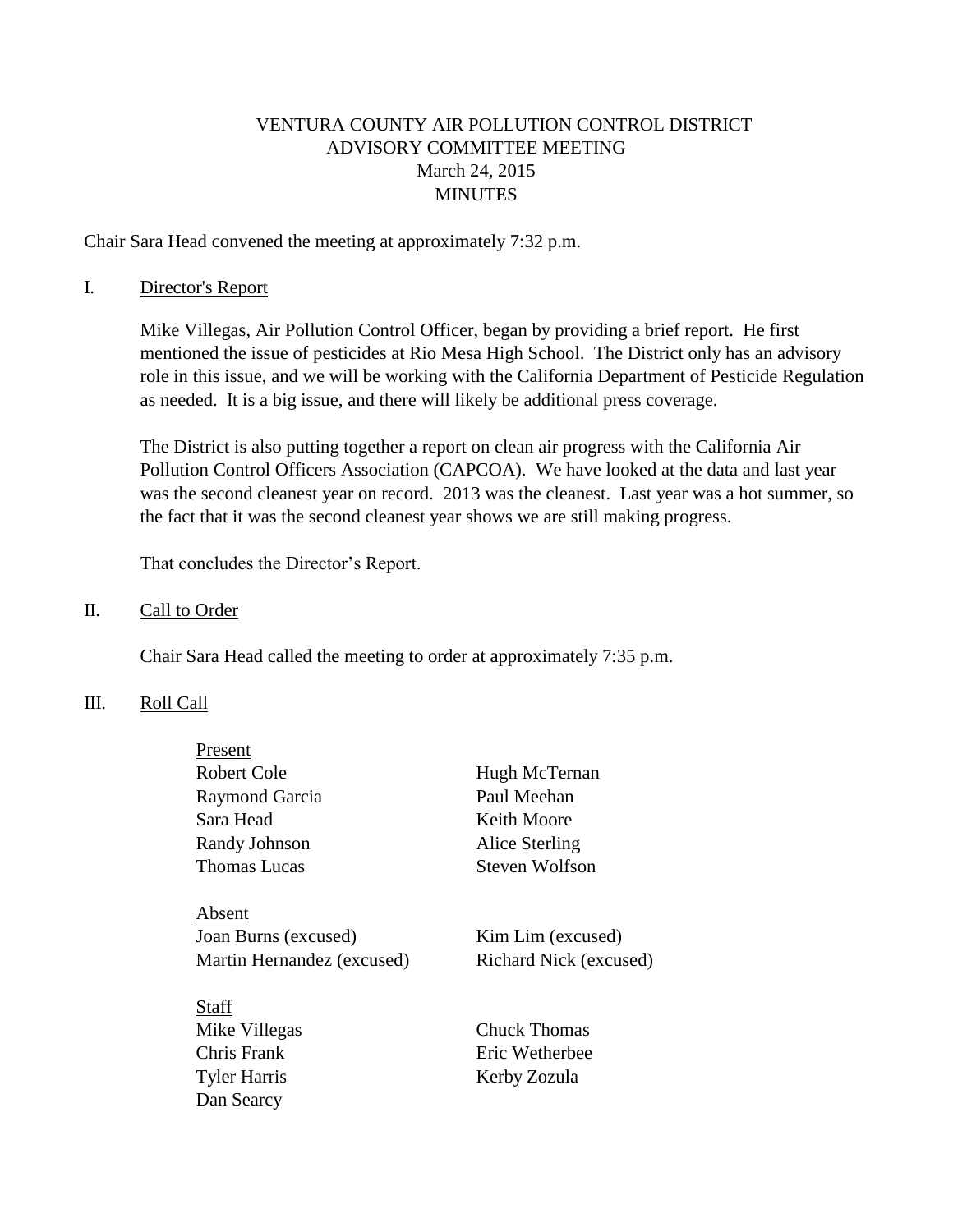# VENTURA COUNTY AIR POLLUTION CONTROL DISTRICT
## ADVISORY COMMITTEE MEETING
### March 24, 2015
### MINUTES

Chair Sara Head convened the meeting at approximately 7:32 p.m.

I. Director's Report

Mike Villegas, Air Pollution Control Officer, began by providing a brief report. He first mentioned the issue of pesticides at Rio Mesa High School. The District only has an advisory role in this issue, and we will be working with the California Department of Pesticide Regulation as needed. It is a big issue, and there will likely be additional press coverage.

The District is also putting together a report on clean air progress with the California Air Pollution Control Officers Association (CAPCOA). We have looked at the data and last year was the second cleanest year on record. 2013 was the cleanest. Last year was a hot summer, so the fact that it was the second cleanest year shows we are still making progress.

That concludes the Director's Report.

II. Call to Order

Chair Sara Head called the meeting to order at approximately 7:35 p.m.

III. Roll Call

Present

| | |
|---|---|
| Robert Cole | Hugh McTernan |
| Raymond Garcia | Paul Meehan |
| Sara Head | Keith Moore |
| Randy Johnson | Alice Sterling |
| Thomas Lucas | Steven Wolfson |

Absent

| | |
|---|---|
| Joan Burns (excused) | Kim Lim (excused) |
| Martin Hernandez (excused) | Richard Nick (excused) |

Staff

| | |
|---|---|
| Mike Villegas | Chuck Thomas |
| Chris Frank | Eric Wetherbee |
| Tyler Harris | Kerby Zozula |
| Dan Searcy | |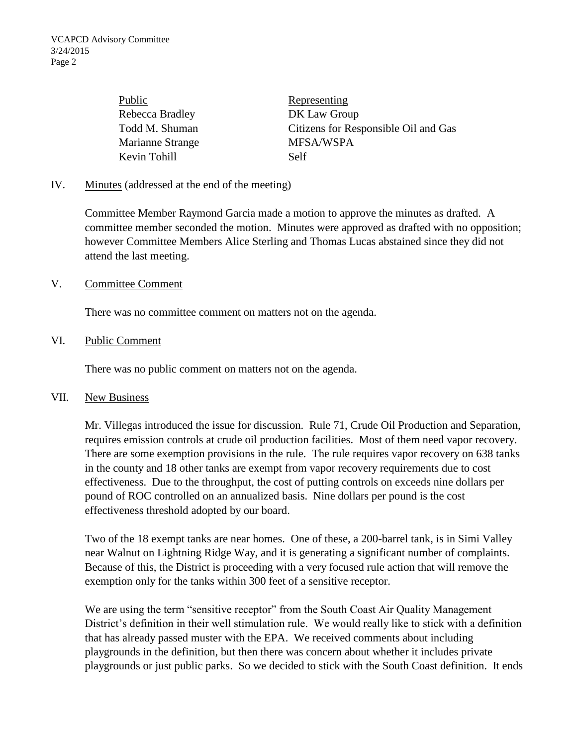| Public | Representing |
| --- | --- |
| Rebecca Bradley | DK Law Group |
| Todd M. Shuman | Citizens for Responsible Oil and Gas |
| Marianne Strange | MFSA/WSPA |
| Kevin Tohill | Self |

IV. Minutes (addressed at the end of the meeting)

Committee Member Raymond Garcia made a motion to approve the minutes as drafted. A committee member seconded the motion. Minutes were approved as drafted with no opposition; however Committee Members Alice Sterling and Thomas Lucas abstained since they did not attend the last meeting.

V. Committee Comment

There was no committee comment on matters not on the agenda.

VI. Public Comment

There was no public comment on matters not on the agenda.

VII. New Business

Mr. Villegas introduced the issue for discussion. Rule 71, Crude Oil Production and Separation, requires emission controls at crude oil production facilities. Most of them need vapor recovery. There are some exemption provisions in the rule. The rule requires vapor recovery on 638 tanks in the county and 18 other tanks are exempt from vapor recovery requirements due to cost effectiveness. Due to the throughput, the cost of putting controls on exceeds nine dollars per pound of ROC controlled on an annualized basis. Nine dollars per pound is the cost effectiveness threshold adopted by our board.

Two of the 18 exempt tanks are near homes. One of these, a 200-barrel tank, is in Simi Valley near Walnut on Lightning Ridge Way, and it is generating a significant number of complaints. Because of this, the District is proceeding with a very focused rule action that will remove the exemption only for the tanks within 300 feet of a sensitive receptor.

We are using the term "sensitive receptor" from the South Coast Air Quality Management District's definition in their well stimulation rule. We would really like to stick with a definition that has already passed muster with the EPA. We received comments about including playgrounds in the definition, but then there was concern about whether it includes private playgrounds or just public parks. So we decided to stick with the South Coast definition. It ends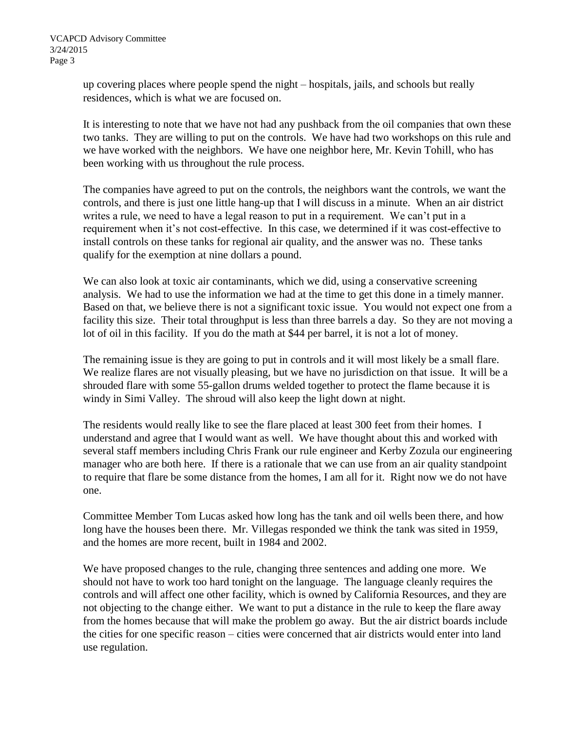up covering places where people spend the night – hospitals, jails, and schools but really residences, which is what we are focused on.

It is interesting to note that we have not had any pushback from the oil companies that own these two tanks. They are willing to put on the controls. We have had two workshops on this rule and we have worked with the neighbors. We have one neighbor here, Mr. Kevin Tohill, who has been working with us throughout the rule process.

The companies have agreed to put on the controls, the neighbors want the controls, we want the controls, and there is just one little hang-up that I will discuss in a minute. When an air district writes a rule, we need to have a legal reason to put in a requirement. We can't put in a requirement when it's not cost-effective. In this case, we determined if it was cost-effective to install controls on these tanks for regional air quality, and the answer was no. These tanks qualify for the exemption at nine dollars a pound.

We can also look at toxic air contaminants, which we did, using a conservative screening analysis. We had to use the information we had at the time to get this done in a timely manner. Based on that, we believe there is not a significant toxic issue. You would not expect one from a facility this size. Their total throughput is less than three barrels a day. So they are not moving a lot of oil in this facility. If you do the math at $44 per barrel, it is not a lot of money.

The remaining issue is they are going to put in controls and it will most likely be a small flare. We realize flares are not visually pleasing, but we have no jurisdiction on that issue. It will be a shrouded flare with some 55-gallon drums welded together to protect the flame because it is windy in Simi Valley. The shroud will also keep the light down at night.

The residents would really like to see the flare placed at least 300 feet from their homes. I understand and agree that I would want as well. We have thought about this and worked with several staff members including Chris Frank our rule engineer and Kerby Zozula our engineering manager who are both here. If there is a rationale that we can use from an air quality standpoint to require that flare be some distance from the homes, I am all for it. Right now we do not have one.

Committee Member Tom Lucas asked how long has the tank and oil wells been there, and how long have the houses been there. Mr. Villegas responded we think the tank was sited in 1959, and the homes are more recent, built in 1984 and 2002.

We have proposed changes to the rule, changing three sentences and adding one more. We should not have to work too hard tonight on the language. The language cleanly requires the controls and will affect one other facility, which is owned by California Resources, and they are not objecting to the change either. We want to put a distance in the rule to keep the flare away from the homes because that will make the problem go away. But the air district boards include the cities for one specific reason – cities were concerned that air districts would enter into land use regulation.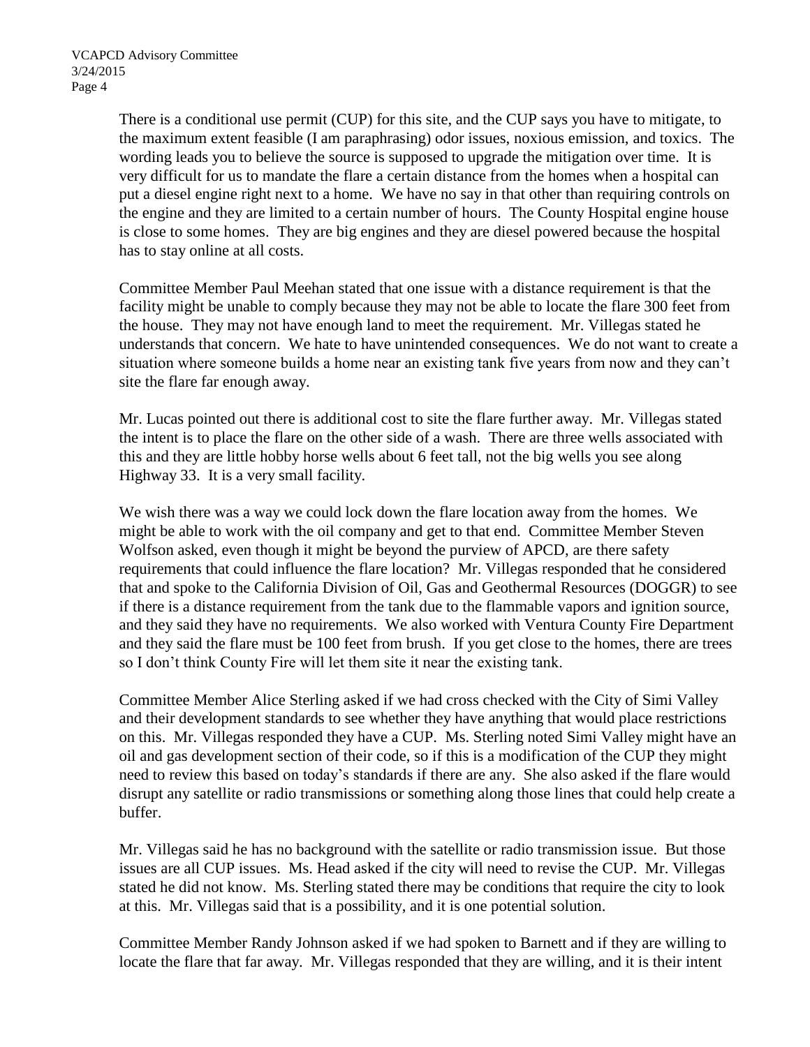There is a conditional use permit (CUP) for this site, and the CUP says you have to mitigate, to the maximum extent feasible (I am paraphrasing) odor issues, noxious emission, and toxics. The wording leads you to believe the source is supposed to upgrade the mitigation over time. It is very difficult for us to mandate the flare a certain distance from the homes when a hospital can put a diesel engine right next to a home. We have no say in that other than requiring controls on the engine and they are limited to a certain number of hours. The County Hospital engine house is close to some homes. They are big engines and they are diesel powered because the hospital has to stay online at all costs.

Committee Member Paul Meehan stated that one issue with a distance requirement is that the facility might be unable to comply because they may not be able to locate the flare 300 feet from the house. They may not have enough land to meet the requirement. Mr. Villegas stated he understands that concern. We hate to have unintended consequences. We do not want to create a situation where someone builds a home near an existing tank five years from now and they can't site the flare far enough away.

Mr. Lucas pointed out there is additional cost to site the flare further away. Mr. Villegas stated the intent is to place the flare on the other side of a wash. There are three wells associated with this and they are little hobby horse wells about 6 feet tall, not the big wells you see along Highway 33. It is a very small facility.

We wish there was a way we could lock down the flare location away from the homes. We might be able to work with the oil company and get to that end. Committee Member Steven Wolfson asked, even though it might be beyond the purview of APCD, are there safety requirements that could influence the flare location? Mr. Villegas responded that he considered that and spoke to the California Division of Oil, Gas and Geothermal Resources (DOGGR) to see if there is a distance requirement from the tank due to the flammable vapors and ignition source, and they said they have no requirements. We also worked with Ventura County Fire Department and they said the flare must be 100 feet from brush. If you get close to the homes, there are trees so I don't think County Fire will let them site it near the existing tank.

Committee Member Alice Sterling asked if we had cross checked with the City of Simi Valley and their development standards to see whether they have anything that would place restrictions on this. Mr. Villegas responded they have a CUP. Ms. Sterling noted Simi Valley might have an oil and gas development section of their code, so if this is a modification of the CUP they might need to review this based on today's standards if there are any. She also asked if the flare would disrupt any satellite or radio transmissions or something along those lines that could help create a buffer.

Mr. Villegas said he has no background with the satellite or radio transmission issue. But those issues are all CUP issues. Ms. Head asked if the city will need to revise the CUP. Mr. Villegas stated he did not know. Ms. Sterling stated there may be conditions that require the city to look at this. Mr. Villegas said that is a possibility, and it is one potential solution.

Committee Member Randy Johnson asked if we had spoken to Barnett and if they are willing to locate the flare that far away. Mr. Villegas responded that they are willing, and it is their intent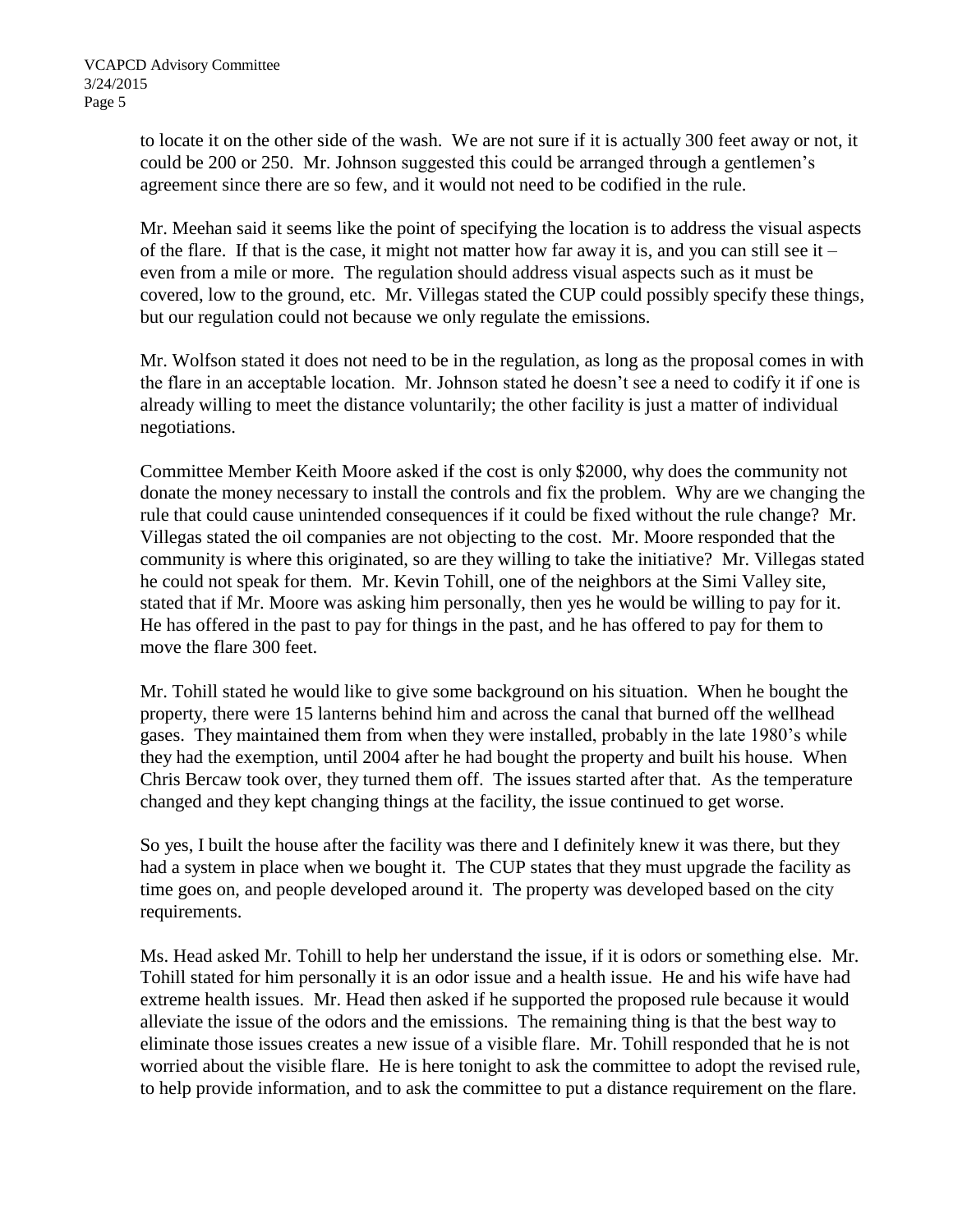to locate it on the other side of the wash. We are not sure if it is actually 300 feet away or not, it could be 200 or 250. Mr. Johnson suggested this could be arranged through a gentlemen's agreement since there are so few, and it would not need to be codified in the rule.

Mr. Meehan said it seems like the point of specifying the location is to address the visual aspects of the flare. If that is the case, it might not matter how far away it is, and you can still see it – even from a mile or more. The regulation should address visual aspects such as it must be covered, low to the ground, etc. Mr. Villegas stated the CUP could possibly specify these things, but our regulation could not because we only regulate the emissions.

Mr. Wolfson stated it does not need to be in the regulation, as long as the proposal comes in with the flare in an acceptable location. Mr. Johnson stated he doesn't see a need to codify it if one is already willing to meet the distance voluntarily; the other facility is just a matter of individual negotiations.

Committee Member Keith Moore asked if the cost is only $2000, why does the community not donate the money necessary to install the controls and fix the problem. Why are we changing the rule that could cause unintended consequences if it could be fixed without the rule change? Mr. Villegas stated the oil companies are not objecting to the cost. Mr. Moore responded that the community is where this originated, so are they willing to take the initiative? Mr. Villegas stated he could not speak for them. Mr. Kevin Tohill, one of the neighbors at the Simi Valley site, stated that if Mr. Moore was asking him personally, then yes he would be willing to pay for it. He has offered in the past to pay for things in the past, and he has offered to pay for them to move the flare 300 feet.

Mr. Tohill stated he would like to give some background on his situation. When he bought the property, there were 15 lanterns behind him and across the canal that burned off the wellhead gases. They maintained them from when they were installed, probably in the late 1980's while they had the exemption, until 2004 after he had bought the property and built his house. When Chris Bercaw took over, they turned them off. The issues started after that. As the temperature changed and they kept changing things at the facility, the issue continued to get worse.

So yes, I built the house after the facility was there and I definitely knew it was there, but they had a system in place when we bought it. The CUP states that they must upgrade the facility as time goes on, and people developed around it. The property was developed based on the city requirements.

Ms. Head asked Mr. Tohill to help her understand the issue, if it is odors or something else. Mr. Tohill stated for him personally it is an odor issue and a health issue. He and his wife have had extreme health issues. Mr. Head then asked if he supported the proposed rule because it would alleviate the issue of the odors and the emissions. The remaining thing is that the best way to eliminate those issues creates a new issue of a visible flare. Mr. Tohill responded that he is not worried about the visible flare. He is here tonight to ask the committee to adopt the revised rule, to help provide information, and to ask the committee to put a distance requirement on the flare.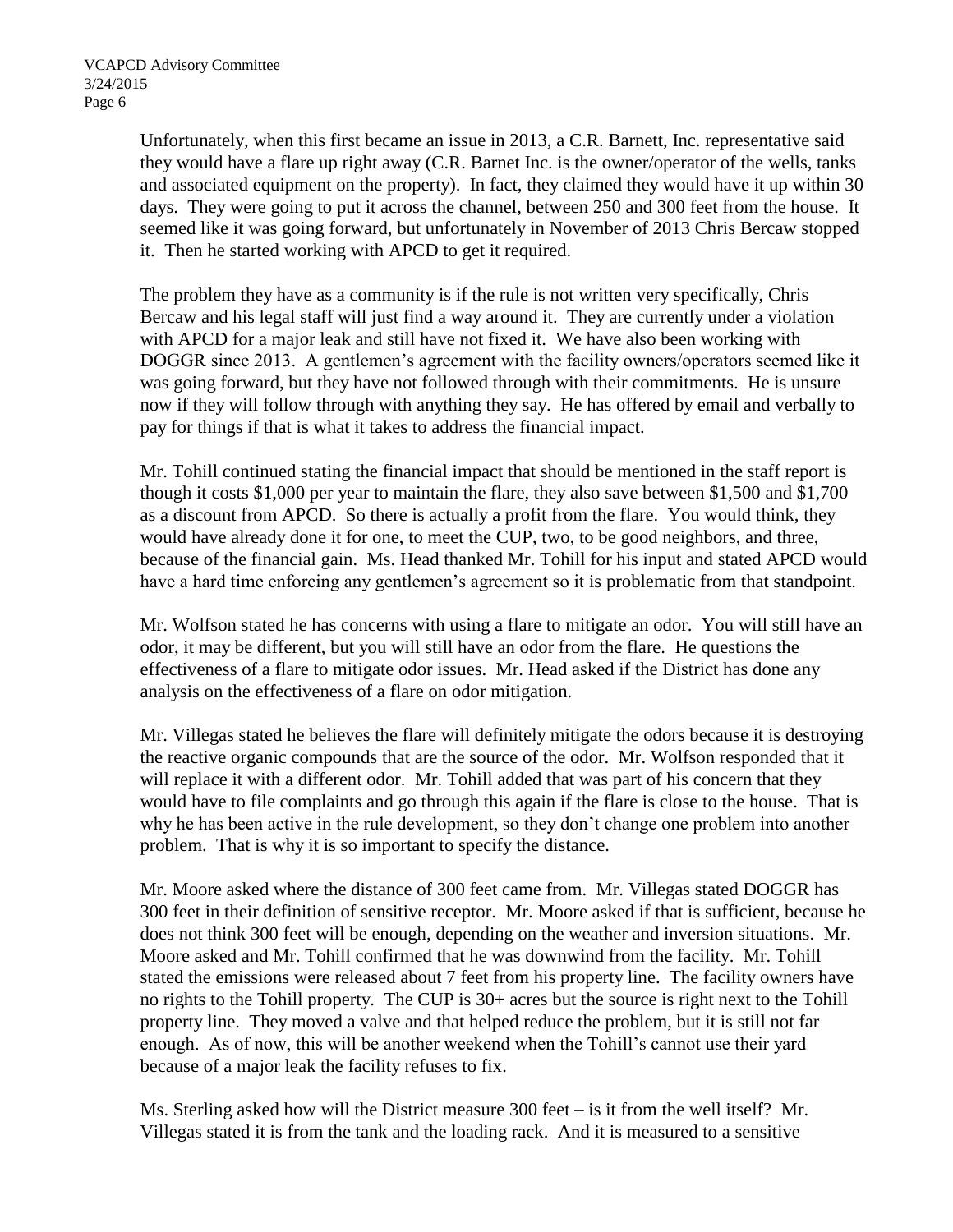Unfortunately, when this first became an issue in 2013, a C.R. Barnett, Inc. representative said they would have a flare up right away (C.R. Barnet Inc. is the owner/operator of the wells, tanks and associated equipment on the property). In fact, they claimed they would have it up within 30 days. They were going to put it across the channel, between 250 and 300 feet from the house. It seemed like it was going forward, but unfortunately in November of 2013 Chris Bercaw stopped it. Then he started working with APCD to get it required.

The problem they have as a community is if the rule is not written very specifically, Chris Bercaw and his legal staff will just find a way around it. They are currently under a violation with APCD for a major leak and still have not fixed it. We have also been working with DOGGR since 2013. A gentlemen's agreement with the facility owners/operators seemed like it was going forward, but they have not followed through with their commitments. He is unsure now if they will follow through with anything they say. He has offered by email and verbally to pay for things if that is what it takes to address the financial impact.

Mr. Tohill continued stating the financial impact that should be mentioned in the staff report is though it costs $1,000 per year to maintain the flare, they also save between $1,500 and $1,700 as a discount from APCD. So there is actually a profit from the flare. You would think, they would have already done it for one, to meet the CUP, two, to be good neighbors, and three, because of the financial gain. Ms. Head thanked Mr. Tohill for his input and stated APCD would have a hard time enforcing any gentlemen's agreement so it is problematic from that standpoint.

Mr. Wolfson stated he has concerns with using a flare to mitigate an odor. You will still have an odor, it may be different, but you will still have an odor from the flare. He questions the effectiveness of a flare to mitigate odor issues. Mr. Head asked if the District has done any analysis on the effectiveness of a flare on odor mitigation.

Mr. Villegas stated he believes the flare will definitely mitigate the odors because it is destroying the reactive organic compounds that are the source of the odor. Mr. Wolfson responded that it will replace it with a different odor. Mr. Tohill added that was part of his concern that they would have to file complaints and go through this again if the flare is close to the house. That is why he has been active in the rule development, so they don't change one problem into another problem. That is why it is so important to specify the distance.

Mr. Moore asked where the distance of 300 feet came from. Mr. Villegas stated DOGGR has 300 feet in their definition of sensitive receptor. Mr. Moore asked if that is sufficient, because he does not think 300 feet will be enough, depending on the weather and inversion situations. Mr. Moore asked and Mr. Tohill confirmed that he was downwind from the facility. Mr. Tohill stated the emissions were released about 7 feet from his property line. The facility owners have no rights to the Tohill property. The CUP is 30+ acres but the source is right next to the Tohill property line. They moved a valve and that helped reduce the problem, but it is still not far enough. As of now, this will be another weekend when the Tohill's cannot use their yard because of a major leak the facility refuses to fix.

Ms. Sterling asked how will the District measure 300 feet – is it from the well itself? Mr. Villegas stated it is from the tank and the loading rack. And it is measured to a sensitive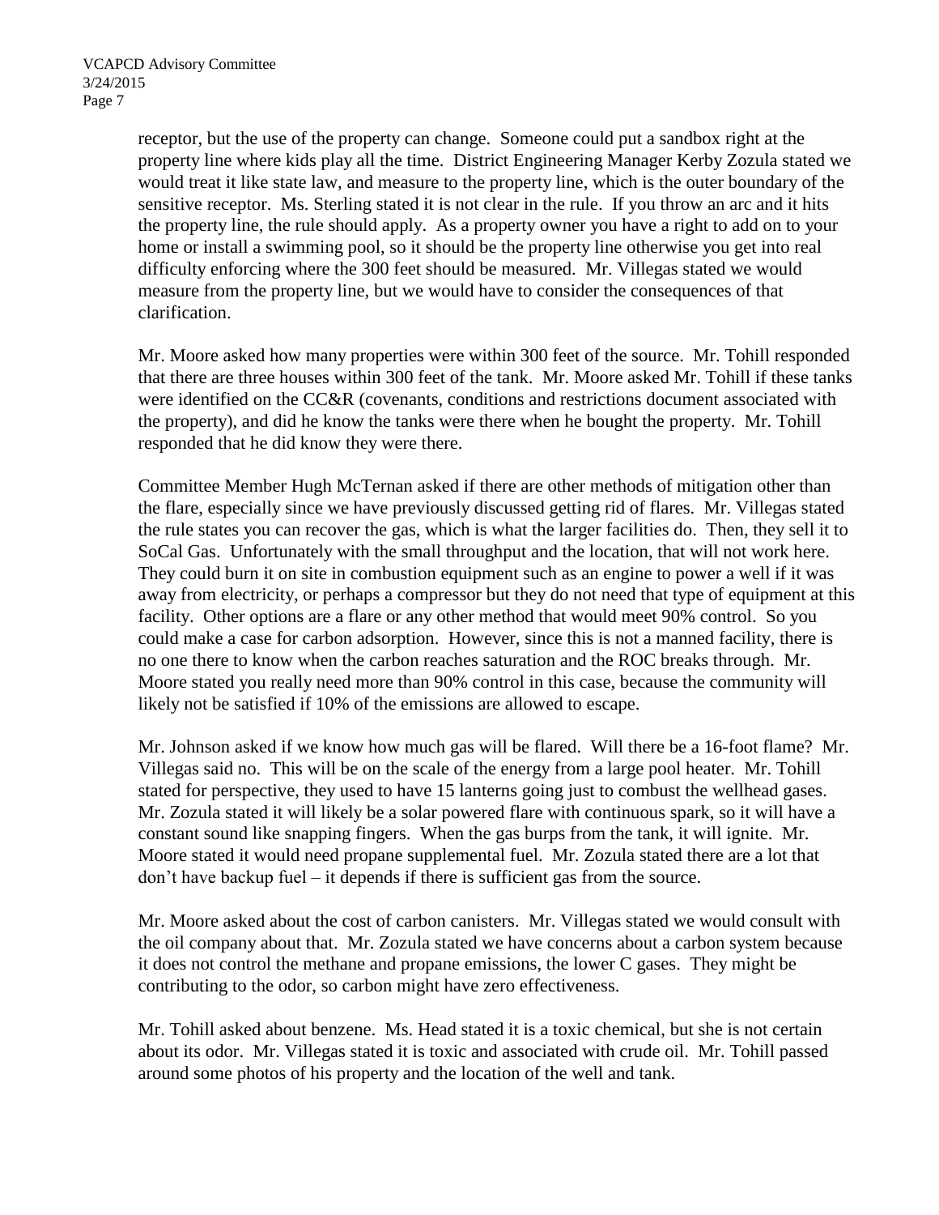receptor, but the use of the property can change. Someone could put a sandbox right at the property line where kids play all the time. District Engineering Manager Kerby Zozula stated we would treat it like state law, and measure to the property line, which is the outer boundary of the sensitive receptor. Ms. Sterling stated it is not clear in the rule. If you throw an arc and it hits the property line, the rule should apply. As a property owner you have a right to add on to your home or install a swimming pool, so it should be the property line otherwise you get into real difficulty enforcing where the 300 feet should be measured. Mr. Villegas stated we would measure from the property line, but we would have to consider the consequences of that clarification.

Mr. Moore asked how many properties were within 300 feet of the source. Mr. Tohill responded that there are three houses within 300 feet of the tank. Mr. Moore asked Mr. Tohill if these tanks were identified on the CC&R (covenants, conditions and restrictions document associated with the property), and did he know the tanks were there when he bought the property. Mr. Tohill responded that he did know they were there.

Committee Member Hugh McTernan asked if there are other methods of mitigation other than the flare, especially since we have previously discussed getting rid of flares. Mr. Villegas stated the rule states you can recover the gas, which is what the larger facilities do. Then, they sell it to SoCal Gas. Unfortunately with the small throughput and the location, that will not work here. They could burn it on site in combustion equipment such as an engine to power a well if it was away from electricity, or perhaps a compressor but they do not need that type of equipment at this facility. Other options are a flare or any other method that would meet 90% control. So you could make a case for carbon adsorption. However, since this is not a manned facility, there is no one there to know when the carbon reaches saturation and the ROC breaks through. Mr. Moore stated you really need more than 90% control in this case, because the community will likely not be satisfied if 10% of the emissions are allowed to escape.

Mr. Johnson asked if we know how much gas will be flared. Will there be a 16-foot flame? Mr. Villegas said no. This will be on the scale of the energy from a large pool heater. Mr. Tohill stated for perspective, they used to have 15 lanterns going just to combust the wellhead gases. Mr. Zozula stated it will likely be a solar powered flare with continuous spark, so it will have a constant sound like snapping fingers. When the gas burps from the tank, it will ignite. Mr. Moore stated it would need propane supplemental fuel. Mr. Zozula stated there are a lot that don't have backup fuel – it depends if there is sufficient gas from the source.

Mr. Moore asked about the cost of carbon canisters. Mr. Villegas stated we would consult with the oil company about that. Mr. Zozula stated we have concerns about a carbon system because it does not control the methane and propane emissions, the lower C gases. They might be contributing to the odor, so carbon might have zero effectiveness.

Mr. Tohill asked about benzene. Ms. Head stated it is a toxic chemical, but she is not certain about its odor. Mr. Villegas stated it is toxic and associated with crude oil. Mr. Tohill passed around some photos of his property and the location of the well and tank.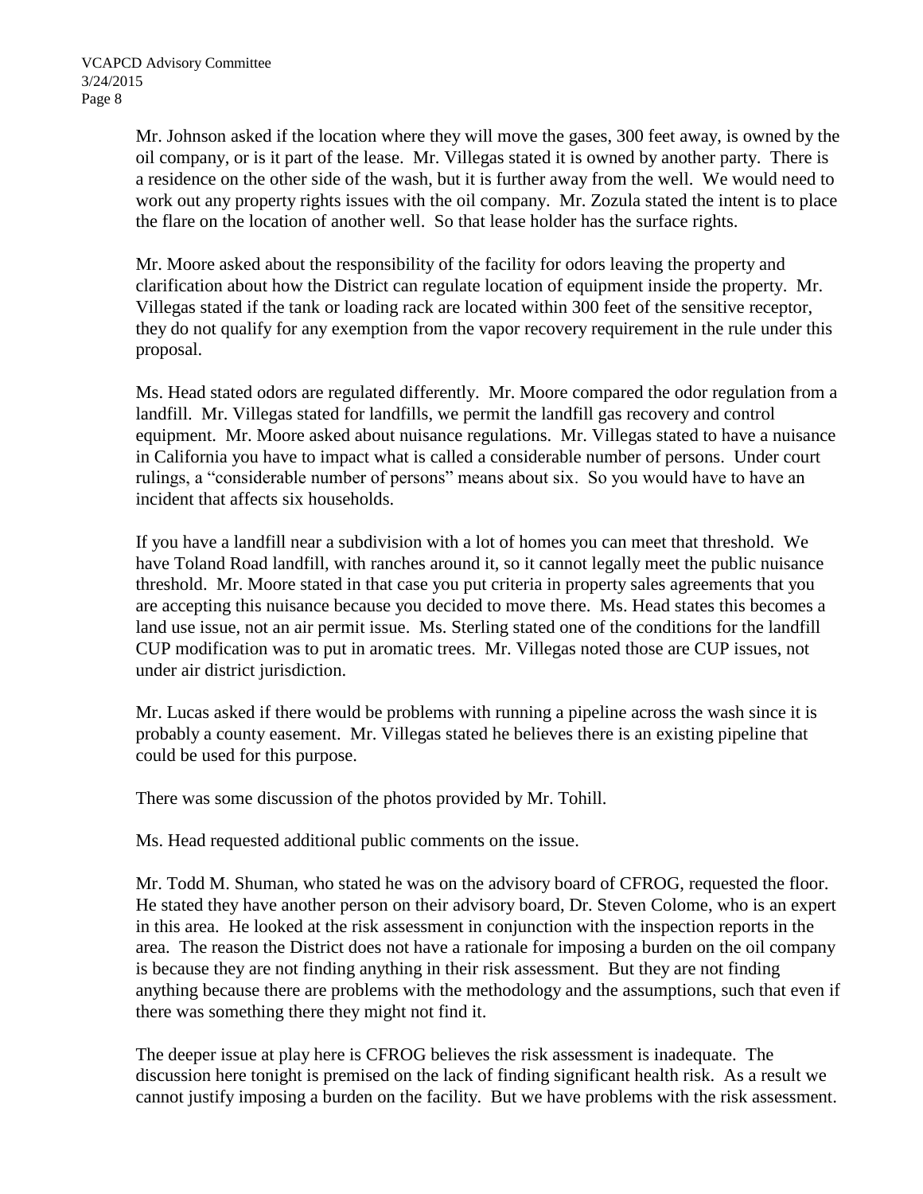Mr. Johnson asked if the location where they will move the gases, 300 feet away, is owned by the oil company, or is it part of the lease. Mr. Villegas stated it is owned by another party. There is a residence on the other side of the wash, but it is further away from the well. We would need to work out any property rights issues with the oil company. Mr. Zozula stated the intent is to place the flare on the location of another well. So that lease holder has the surface rights.

Mr. Moore asked about the responsibility of the facility for odors leaving the property and clarification about how the District can regulate location of equipment inside the property. Mr. Villegas stated if the tank or loading rack are located within 300 feet of the sensitive receptor, they do not qualify for any exemption from the vapor recovery requirement in the rule under this proposal.

Ms. Head stated odors are regulated differently. Mr. Moore compared the odor regulation from a landfill. Mr. Villegas stated for landfills, we permit the landfill gas recovery and control equipment. Mr. Moore asked about nuisance regulations. Mr. Villegas stated to have a nuisance in California you have to impact what is called a considerable number of persons. Under court rulings, a "considerable number of persons" means about six. So you would have to have an incident that affects six households.

If you have a landfill near a subdivision with a lot of homes you can meet that threshold. We have Toland Road landfill, with ranches around it, so it cannot legally meet the public nuisance threshold. Mr. Moore stated in that case you put criteria in property sales agreements that you are accepting this nuisance because you decided to move there. Ms. Head states this becomes a land use issue, not an air permit issue. Ms. Sterling stated one of the conditions for the landfill CUP modification was to put in aromatic trees. Mr. Villegas noted those are CUP issues, not under air district jurisdiction.

Mr. Lucas asked if there would be problems with running a pipeline across the wash since it is probably a county easement. Mr. Villegas stated he believes there is an existing pipeline that could be used for this purpose.

There was some discussion of the photos provided by Mr. Tohill.

Ms. Head requested additional public comments on the issue.

Mr. Todd M. Shuman, who stated he was on the advisory board of CFROG, requested the floor. He stated they have another person on their advisory board, Dr. Steven Colome, who is an expert in this area. He looked at the risk assessment in conjunction with the inspection reports in the area. The reason the District does not have a rationale for imposing a burden on the oil company is because they are not finding anything in their risk assessment. But they are not finding anything because there are problems with the methodology and the assumptions, such that even if there was something there they might not find it.

The deeper issue at play here is CFROG believes the risk assessment is inadequate. The discussion here tonight is premised on the lack of finding significant health risk. As a result we cannot justify imposing a burden on the facility. But we have problems with the risk assessment.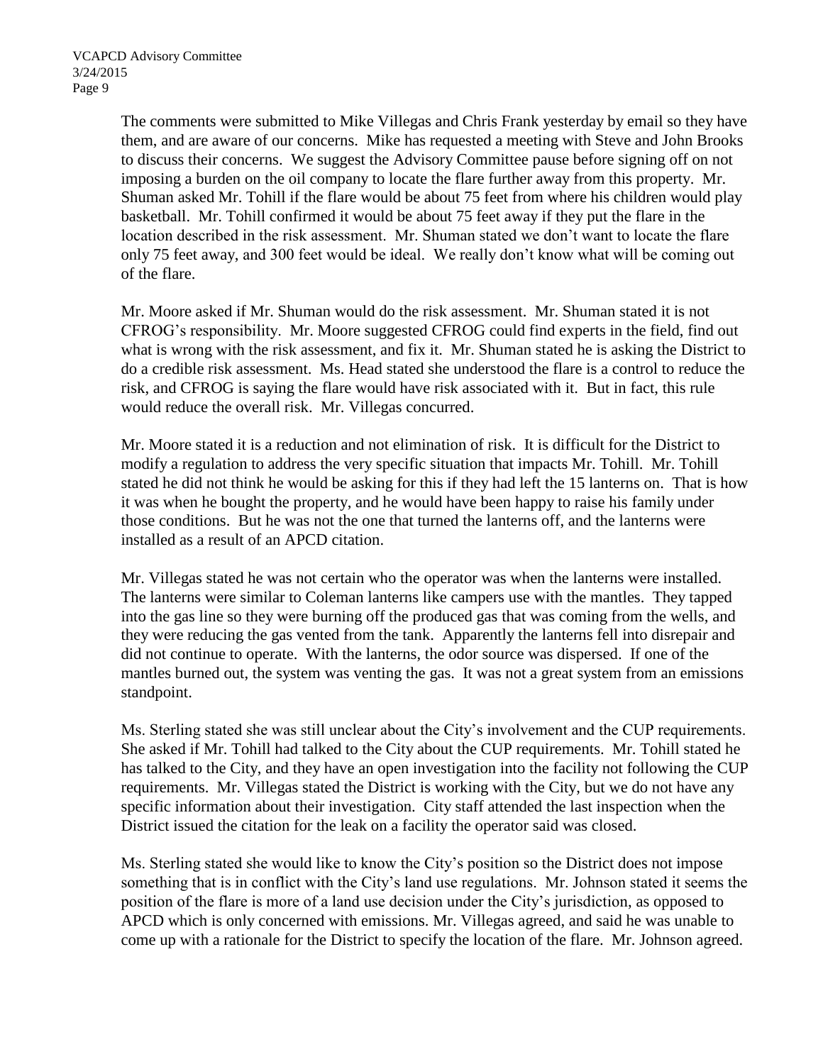The comments were submitted to Mike Villegas and Chris Frank yesterday by email so they have them, and are aware of our concerns. Mike has requested a meeting with Steve and John Brooks to discuss their concerns. We suggest the Advisory Committee pause before signing off on not imposing a burden on the oil company to locate the flare further away from this property. Mr. Shuman asked Mr. Tohill if the flare would be about 75 feet from where his children would play basketball. Mr. Tohill confirmed it would be about 75 feet away if they put the flare in the location described in the risk assessment. Mr. Shuman stated we don't want to locate the flare only 75 feet away, and 300 feet would be ideal. We really don't know what will be coming out of the flare.

Mr. Moore asked if Mr. Shuman would do the risk assessment. Mr. Shuman stated it is not CFROG's responsibility. Mr. Moore suggested CFROG could find experts in the field, find out what is wrong with the risk assessment, and fix it. Mr. Shuman stated he is asking the District to do a credible risk assessment. Ms. Head stated she understood the flare is a control to reduce the risk, and CFROG is saying the flare would have risk associated with it. But in fact, this rule would reduce the overall risk. Mr. Villegas concurred.

Mr. Moore stated it is a reduction and not elimination of risk. It is difficult for the District to modify a regulation to address the very specific situation that impacts Mr. Tohill. Mr. Tohill stated he did not think he would be asking for this if they had left the 15 lanterns on. That is how it was when he bought the property, and he would have been happy to raise his family under those conditions. But he was not the one that turned the lanterns off, and the lanterns were installed as a result of an APCD citation.

Mr. Villegas stated he was not certain who the operator was when the lanterns were installed. The lanterns were similar to Coleman lanterns like campers use with the mantles. They tapped into the gas line so they were burning off the produced gas that was coming from the wells, and they were reducing the gas vented from the tank. Apparently the lanterns fell into disrepair and did not continue to operate. With the lanterns, the odor source was dispersed. If one of the mantles burned out, the system was venting the gas. It was not a great system from an emissions standpoint.

Ms. Sterling stated she was still unclear about the City's involvement and the CUP requirements. She asked if Mr. Tohill had talked to the City about the CUP requirements. Mr. Tohill stated he has talked to the City, and they have an open investigation into the facility not following the CUP requirements. Mr. Villegas stated the District is working with the City, but we do not have any specific information about their investigation. City staff attended the last inspection when the District issued the citation for the leak on a facility the operator said was closed.

Ms. Sterling stated she would like to know the City's position so the District does not impose something that is in conflict with the City's land use regulations. Mr. Johnson stated it seems the position of the flare is more of a land use decision under the City's jurisdiction, as opposed to APCD which is only concerned with emissions. Mr. Villegas agreed, and said he was unable to come up with a rationale for the District to specify the location of the flare. Mr. Johnson agreed.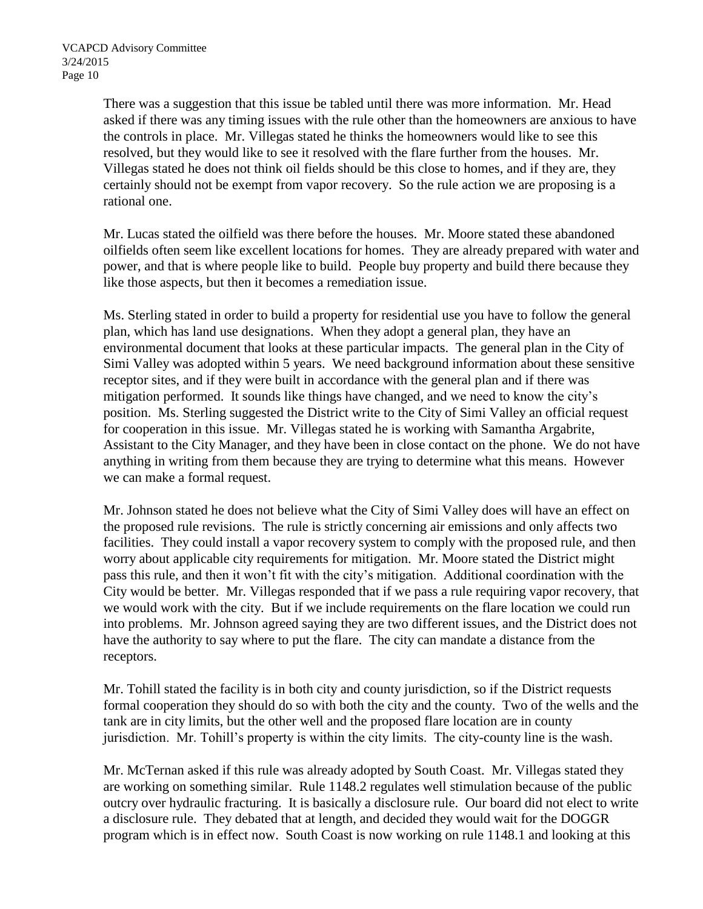There was a suggestion that this issue be tabled until there was more information. Mr. Head asked if there was any timing issues with the rule other than the homeowners are anxious to have the controls in place. Mr. Villegas stated he thinks the homeowners would like to see this resolved, but they would like to see it resolved with the flare further from the houses. Mr. Villegas stated he does not think oil fields should be this close to homes, and if they are, they certainly should not be exempt from vapor recovery. So the rule action we are proposing is a rational one.

Mr. Lucas stated the oilfield was there before the houses. Mr. Moore stated these abandoned oilfields often seem like excellent locations for homes. They are already prepared with water and power, and that is where people like to build. People buy property and build there because they like those aspects, but then it becomes a remediation issue.

Ms. Sterling stated in order to build a property for residential use you have to follow the general plan, which has land use designations. When they adopt a general plan, they have an environmental document that looks at these particular impacts. The general plan in the City of Simi Valley was adopted within 5 years. We need background information about these sensitive receptor sites, and if they were built in accordance with the general plan and if there was mitigation performed. It sounds like things have changed, and we need to know the city's position. Ms. Sterling suggested the District write to the City of Simi Valley an official request for cooperation in this issue. Mr. Villegas stated he is working with Samantha Argabrite, Assistant to the City Manager, and they have been in close contact on the phone. We do not have anything in writing from them because they are trying to determine what this means. However we can make a formal request.

Mr. Johnson stated he does not believe what the City of Simi Valley does will have an effect on the proposed rule revisions. The rule is strictly concerning air emissions and only affects two facilities. They could install a vapor recovery system to comply with the proposed rule, and then worry about applicable city requirements for mitigation. Mr. Moore stated the District might pass this rule, and then it won't fit with the city's mitigation. Additional coordination with the City would be better. Mr. Villegas responded that if we pass a rule requiring vapor recovery, that we would work with the city. But if we include requirements on the flare location we could run into problems. Mr. Johnson agreed saying they are two different issues, and the District does not have the authority to say where to put the flare. The city can mandate a distance from the receptors.

Mr. Tohill stated the facility is in both city and county jurisdiction, so if the District requests formal cooperation they should do so with both the city and the county. Two of the wells and the tank are in city limits, but the other well and the proposed flare location are in county jurisdiction. Mr. Tohill's property is within the city limits. The city-county line is the wash.

Mr. McTernan asked if this rule was already adopted by South Coast. Mr. Villegas stated they are working on something similar. Rule 1148.2 regulates well stimulation because of the public outcry over hydraulic fracturing. It is basically a disclosure rule. Our board did not elect to write a disclosure rule. They debated that at length, and decided they would wait for the DOGGR program which is in effect now. South Coast is now working on rule 1148.1 and looking at this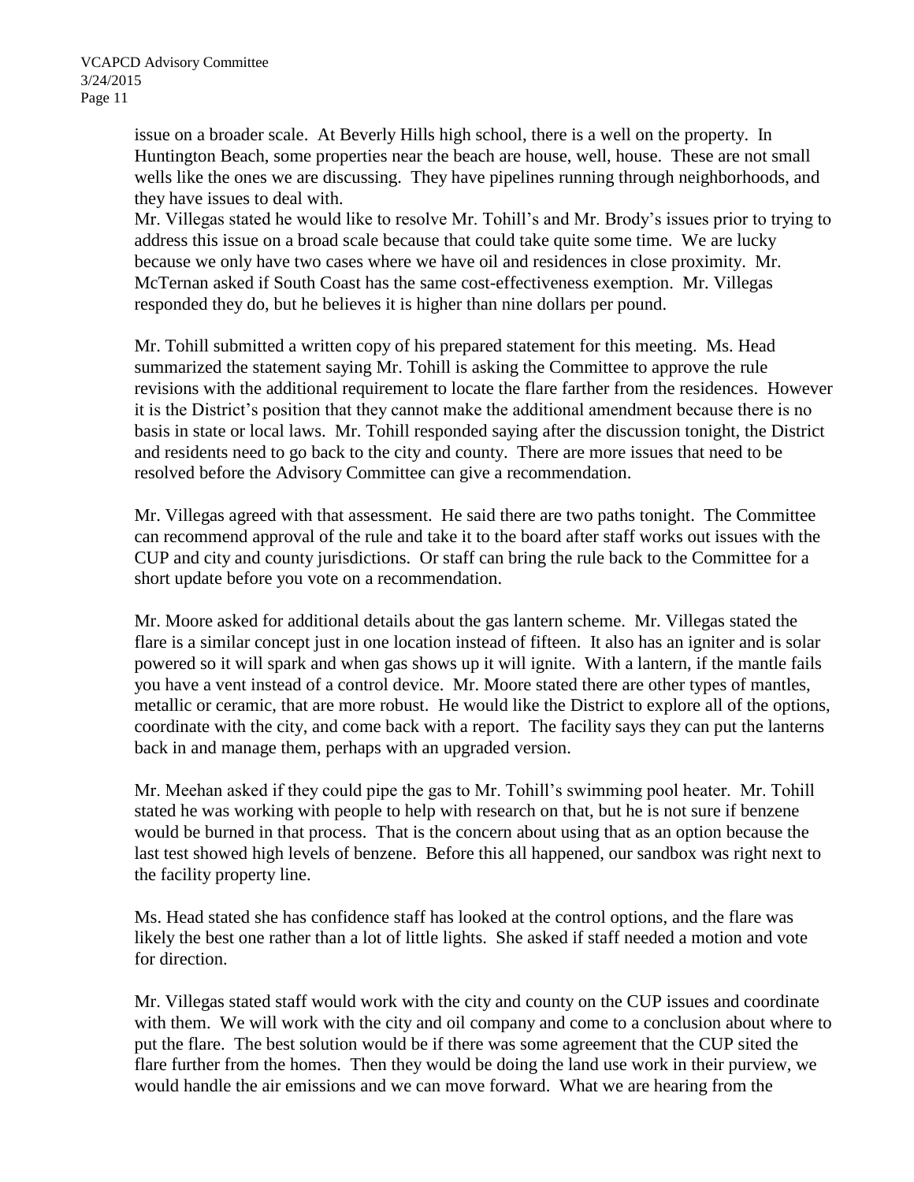issue on a broader scale. At Beverly Hills high school, there is a well on the property. In Huntington Beach, some properties near the beach are house, well, house. These are not small wells like the ones we are discussing. They have pipelines running through neighborhoods, and they have issues to deal with.
Mr. Villegas stated he would like to resolve Mr. Tohill's and Mr. Brody's issues prior to trying to address this issue on a broad scale because that could take quite some time. We are lucky because we only have two cases where we have oil and residences in close proximity. Mr. McTernan asked if South Coast has the same cost-effectiveness exemption. Mr. Villegas responded they do, but he believes it is higher than nine dollars per pound.

Mr. Tohill submitted a written copy of his prepared statement for this meeting. Ms. Head summarized the statement saying Mr. Tohill is asking the Committee to approve the rule revisions with the additional requirement to locate the flare farther from the residences. However it is the District's position that they cannot make the additional amendment because there is no basis in state or local laws. Mr. Tohill responded saying after the discussion tonight, the District and residents need to go back to the city and county. There are more issues that need to be resolved before the Advisory Committee can give a recommendation.

Mr. Villegas agreed with that assessment. He said there are two paths tonight. The Committee can recommend approval of the rule and take it to the board after staff works out issues with the CUP and city and county jurisdictions. Or staff can bring the rule back to the Committee for a short update before you vote on a recommendation.

Mr. Moore asked for additional details about the gas lantern scheme. Mr. Villegas stated the flare is a similar concept just in one location instead of fifteen. It also has an igniter and is solar powered so it will spark and when gas shows up it will ignite. With a lantern, if the mantle fails you have a vent instead of a control device. Mr. Moore stated there are other types of mantles, metallic or ceramic, that are more robust. He would like the District to explore all of the options, coordinate with the city, and come back with a report. The facility says they can put the lanterns back in and manage them, perhaps with an upgraded version.

Mr. Meehan asked if they could pipe the gas to Mr. Tohill's swimming pool heater. Mr. Tohill stated he was working with people to help with research on that, but he is not sure if benzene would be burned in that process. That is the concern about using that as an option because the last test showed high levels of benzene. Before this all happened, our sandbox was right next to the facility property line.

Ms. Head stated she has confidence staff has looked at the control options, and the flare was likely the best one rather than a lot of little lights. She asked if staff needed a motion and vote for direction.

Mr. Villegas stated staff would work with the city and county on the CUP issues and coordinate with them. We will work with the city and oil company and come to a conclusion about where to put the flare. The best solution would be if there was some agreement that the CUP sited the flare further from the homes. Then they would be doing the land use work in their purview, we would handle the air emissions and we can move forward. What we are hearing from the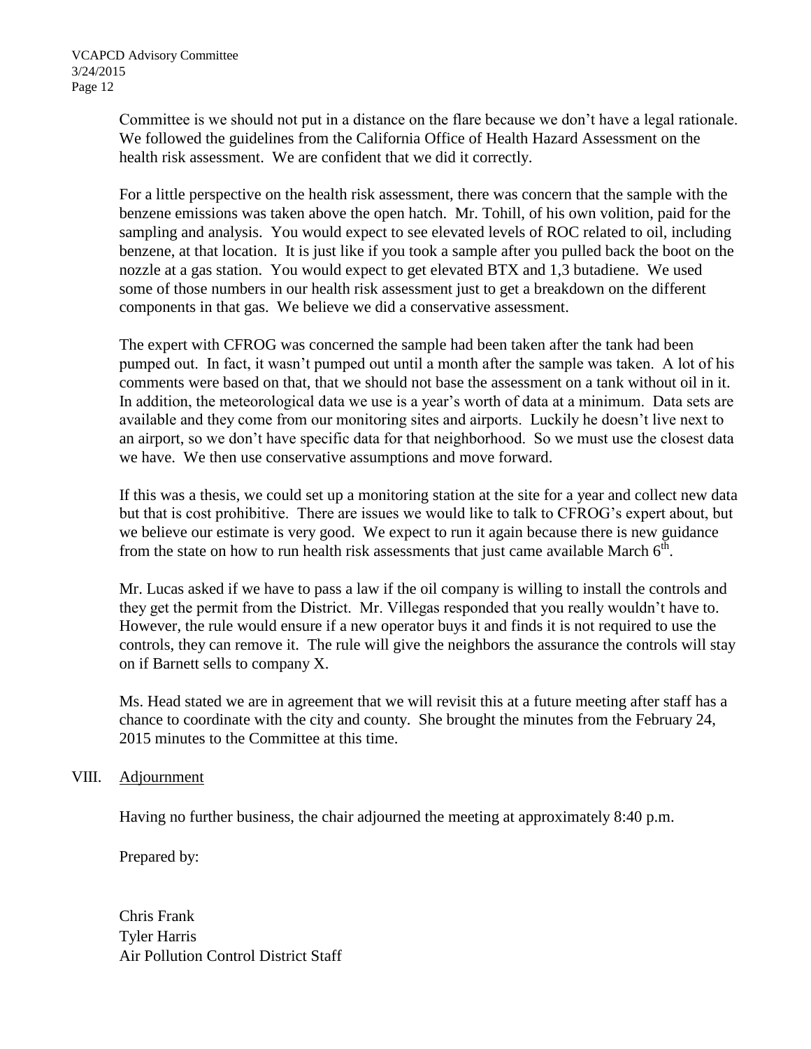Committee is we should not put in a distance on the flare because we don't have a legal rationale. We followed the guidelines from the California Office of Health Hazard Assessment on the health risk assessment. We are confident that we did it correctly.

For a little perspective on the health risk assessment, there was concern that the sample with the benzene emissions was taken above the open hatch. Mr. Tohill, of his own volition, paid for the sampling and analysis. You would expect to see elevated levels of ROC related to oil, including benzene, at that location. It is just like if you took a sample after you pulled back the boot on the nozzle at a gas station. You would expect to get elevated BTX and 1,3 butadiene. We used some of those numbers in our health risk assessment just to get a breakdown on the different components in that gas. We believe we did a conservative assessment.

The expert with CFROG was concerned the sample had been taken after the tank had been pumped out. In fact, it wasn't pumped out until a month after the sample was taken. A lot of his comments were based on that, that we should not base the assessment on a tank without oil in it. In addition, the meteorological data we use is a year's worth of data at a minimum. Data sets are available and they come from our monitoring sites and airports. Luckily he doesn't live next to an airport, so we don't have specific data for that neighborhood. So we must use the closest data we have. We then use conservative assumptions and move forward.

If this was a thesis, we could set up a monitoring station at the site for a year and collect new data but that is cost prohibitive. There are issues we would like to talk to CFROG's expert about, but we believe our estimate is very good. We expect to run it again because there is new guidance from the state on how to run health risk assessments that just came available March 6th.

Mr. Lucas asked if we have to pass a law if the oil company is willing to install the controls and they get the permit from the District. Mr. Villegas responded that you really wouldn't have to. However, the rule would ensure if a new operator buys it and finds it is not required to use the controls, they can remove it. The rule will give the neighbors the assurance the controls will stay on if Barnett sells to company X.

Ms. Head stated we are in agreement that we will revisit this at a future meeting after staff has a chance to coordinate with the city and county. She brought the minutes from the February 24, 2015 minutes to the Committee at this time.

## VIII. Adjournment

Having no further business, the chair adjourned the meeting at approximately 8:40 p.m.

Prepared by:

Chris Frank
Tyler Harris
Air Pollution Control District Staff